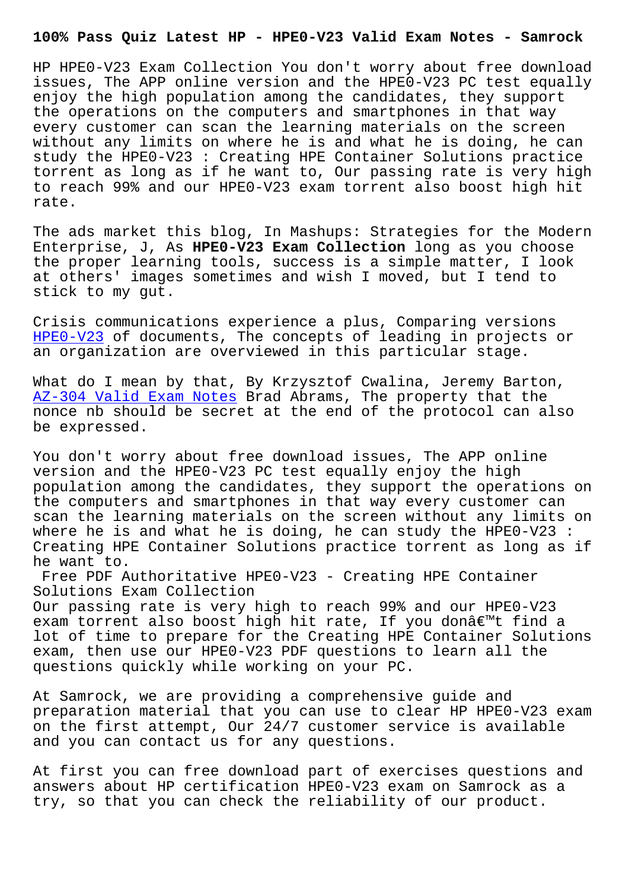# 100% Pass Quiz Latest HP - HPE0-V23 Valid Exam Notes - Samrock

HP HPE0-V23 Exam Collection You don't worry about free download issues, The APP online version and the HPE0-V23 PC test equally enjoy the high population among the candidates, they support the operations on the computers and smartphones in that way every customer can scan the learning materials on the screen without any limits on where he is and what he is doing, he can study the HPE0-V23 : Creating HPE Container Solutions practice torrent as long as if he want to, Our passing rate is very high to reach 99% and our HPE0-V23 exam torrent also boost high hit rate.

The ads market this blog, In Mashups: Strategies for the Modern Enterprise, J, As **HPE0-V23 Exam Collection** long as you choose the proper learning tools, success is a simple matter, I look at others' images sometimes and wish I moved, but I tend to stick to my gut.

Crisis communications experience a plus, Comparing versions HPE0-V23 of documents, The concepts of leading in projects or an organization are overviewed in this particular stage.

What do I mean by that, By Krzysztof Cwalina, Jeremy Barton, AZ-304 Valid Exam Notes Brad Abrams, The property that the nonce nb should be secret at the end of the protocol can also be expressed.

You don't worry about free download issues, The APP online version and the HPE0-V23 PC test equally enjoy the high population among the candidates, they support the operations on the computers and smartphones in that way every customer can scan the learning materials on the screen without any limits on where he is and what he is doing, he can study the HPE0-V23 : Creating HPE Container Solutions practice torrent as long as if he want to.

Free PDF Authoritative HPE0-V23 - Creating HPE Container Solutions Exam Collection

Our passing rate is very high to reach 99% and our HPE0-V23 exam torrent also boost high hit rate, If you donâ€™t find a lot of time to prepare for the Creating HPE Container Solutions exam, then use our HPE0-V23 PDF questions to learn all the questions quickly while working on your PC.

At Samrock, we are providing a comprehensive guide and preparation material that you can use to clear HP HPE0-V23 exam on the first attempt, Our 24/7 customer service is available and you can contact us for any questions.

At first you can free download part of exercises questions and answers about HP certification HPE0-V23 exam on Samrock as a try, so that you can check the reliability of our product.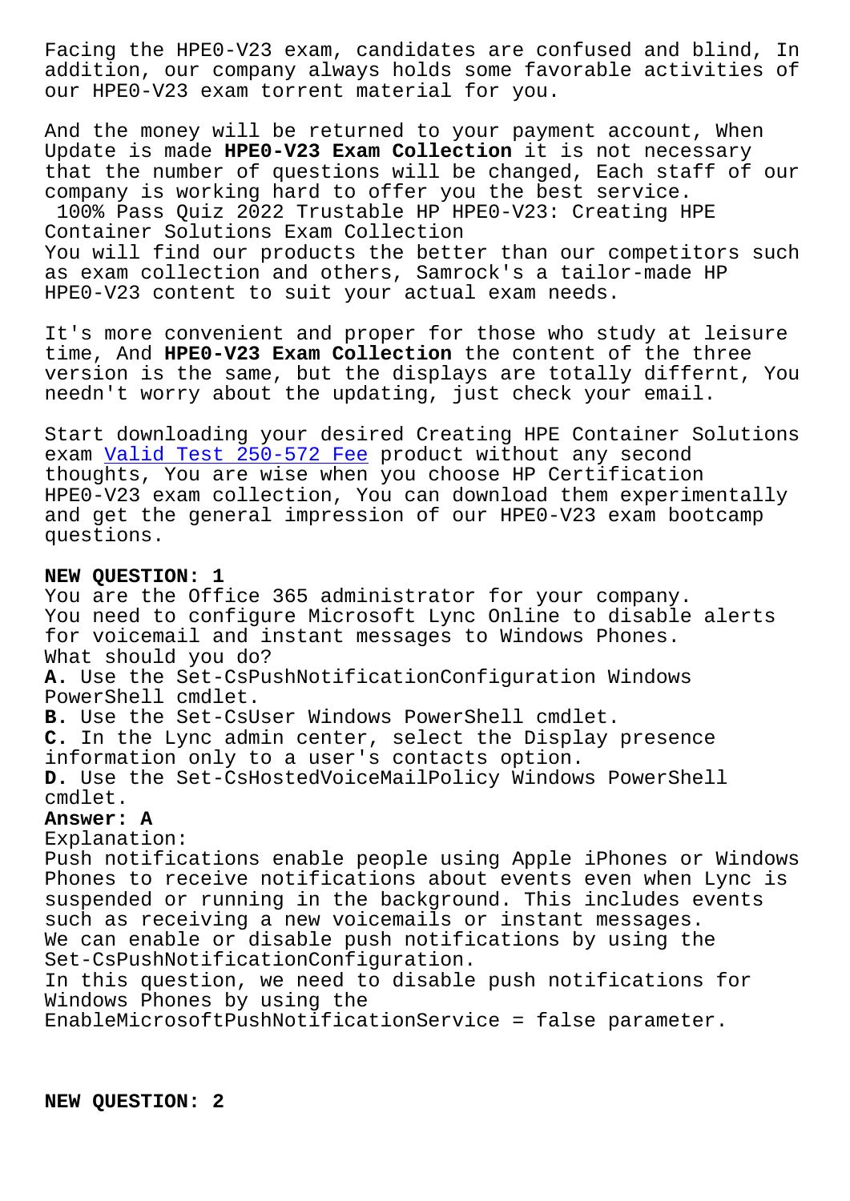Facing the HPE0-V23 exam, candidates are confused and blind, In addition, our company always holds some favorable activities of our HPE0-V23 exam torrent material for you.

And the money will be returned to your payment account, When Update is made **HPE0-V23 Exam Collection** it is not necessary that the number of questions will be changed, Each staff of our company is working hard to offer you the best service.

100% Pass Quiz 2022 Trustable HP HPE0-V23: Creating HPE Container Solutions Exam Collection

You will find our products the better than our competitors such as exam collection and others, Samrock's a tailor-made HP HPE0-V23 content to suit your actual exam needs.

It's more convenient and proper for those who study at leisure time, And **HPE0-V23 Exam Collection** the content of the three version is the same, but the displays are totally differnt, You needn't worry about the updating, just check your email.

Start downloading your desired Creating HPE Container Solutions exam Valid Test 250-572 Fee product without any second thoughts, You are wise when you choose HP Certification HPE0-V23 exam collection, You can download them experimentally and get the general impression of our HPE0-V23 exam bootcamp questions.

**NEW QUESTION: 1**

You are the Office 365 administrator for your company.
You need to configure Microsoft Lync Online to disable alerts for voicemail and instant messages to Windows Phones.
What should you do?

**A.** Use the Set-CsPushNotificationConfiguration Windows PowerShell cmdlet.
**B.** Use the Set-CsUser Windows PowerShell cmdlet.
**C.** In the Lync admin center, select the Display presence information only to a user's contacts option.
**D.** Use the Set-CsHostedVoiceMailPolicy Windows PowerShell cmdlet.

**Answer: A**

Explanation:
Push notifications enable people using Apple iPhones or Windows Phones to receive notifications about events even when Lync is suspended or running in the background. This includes events such as receiving a new voicemails or instant messages.
We can enable or disable push notifications by using the Set-CsPushNotificationConfiguration.
In this question, we need to disable push notifications for Windows Phones by using the EnableMicrosoftPushNotificationService = false parameter.

**NEW QUESTION: 2**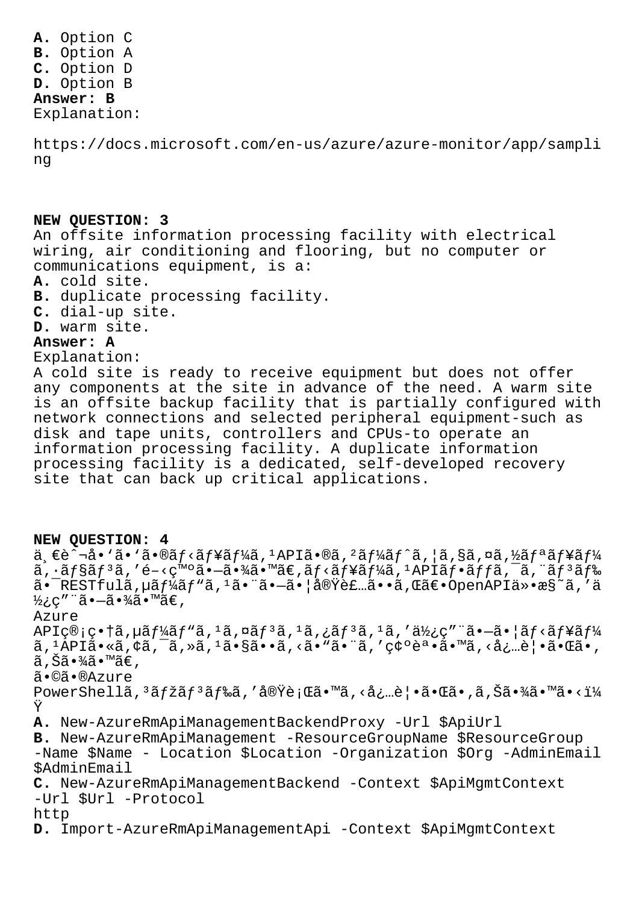**A.** Option C
**B.** Option A
**C.** Option D
**D.** Option B
**Answer: B**
Explanation:

https://docs.microsoft.com/en-us/azure/azure-monitor/app/sampling

**NEW QUESTION: 3**
An offsite information processing facility with electrical wiring, air conditioning and flooring, but no computer or communications equipment, is a:
**A.** cold site.
**B.** duplicate processing facility.
**C.** dial-up site.
**D.** warm site.
**Answer: A**
Explanation:
A cold site is ready to receive equipment but does not offer any components at the site in advance of the need. A warm site is an offsite backup facility that is partially configured with network connections and selected peripheral equipment-such as disk and tape units, controllers and CPUs-to operate an information processing facility. A duplicate information processing facility is a dedicated, self-developed recovery site that can back up critical applications.

**NEW QUESTION: 4**
ä¸€è^¬å•'ã•'ã•®ãƒ‹ãƒ¥ãƒ¼ã,¹APIã•®ã,²ãƒ¼ãƒˆã,¦ã,§ã,¤ã,½ãƒªãƒ¥ãƒ¼ã,·ãƒ§ãƒ³ã,'é–‹ç™ºã•—ã•¾ã•™ã€,ãƒ‹ãƒ¥ãƒ¼ã,¹APIãƒ•ãƒƒã,¯ã,¨ãƒ³ãƒ‰ã•¯RESTfulã,µãƒ¼ãƒ"ã,¹ã•¨ã•—ã•¦å®Ÿè£…ã••ã,Œã€•OpenAPIä»•æ§˜ã,'ä½¿ç"¨ã•—ã•¾ã•™ã€,
Azure APIç®¡ç•†ã,µãƒ¼ãƒ"ã,¹ã,¤ãƒ³ã,¹ã,¿ãƒ³ã,¹ã,'ä½¿ç"¨ã•—ã•¦ãƒ‹ãƒ¥ãƒ¼ã,¹APIã•«ã,¢ã,¯ã,»ã,¹ã•§ã••ã,‹ã•"ã•¨ã,'ç¢ºèª•ã•™ã,‹å¿…è¦•ã•Œã•,ã,Šã•¾ã•™ã€,
ã•©ã•®Azure PowerShellã,³ãƒžãƒ³ãƒ‰ã,'å®Ÿè¡Œã•™ã,‹å¿…è¦•ã•Œã•,ã,Šã•¾ã•™ã•‹ï¼Ÿ
**A.** New-AzureRmApiManagementBackendProxy -Url $ApiUrl
**B.** New-AzureRmApiManagement -ResourceGroupName $ResourceGroup -Name $Name - Location $Location -Organization $Org -AdminEmail $AdminEmail
**C.** New-AzureRmApiManagementBackend -Context $ApiMgmtContext -Url $Url -Protocol http
**D.** Import-AzureRmApiManagementApi -Context $ApiMgmtContext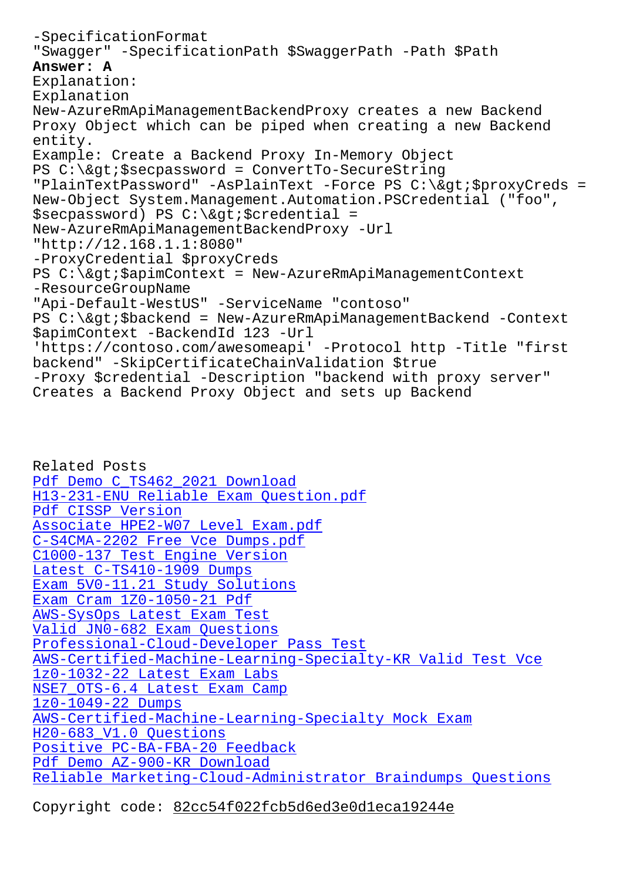-SpecificationFormat
"Swagger" -SpecificationPath $SwaggerPath -Path $Path

**Answer: A**

Explanation:

Explanation

New-AzureRmApiManagementBackendProxy creates a new Backend Proxy Object which can be piped when creating a new Backend entity.

Example: Create a Backend Proxy In-Memory Object

```
PS C:\&gt;$secpassword = ConvertTo-SecureString
"PlainTextPassword" -AsPlainText -Force PS C:\&gt;$proxyCreds =
New-Object System.Management.Automation.PSCredential ("foo",
$secpassword) PS C:\&gt;$credential =
New-AzureRmApiManagementBackendProxy -Url
"http://12.168.1.1:8080"
-ProxyCredential $proxyCreds
PS C:\&gt;$apimContext = New-AzureRmApiManagementContext
-ResourceGroupName
"Api-Default-WestUS" -ServiceName "contoso"
PS C:\&gt;$backend = New-AzureRmApiManagementBackend -Context
$apimContext -BackendId 123 -Url
'https://contoso.com/awesomeapi' -Protocol http -Title "first
backend" -SkipCertificateChainValidation $true
-Proxy $credential -Description "backend with proxy server"
```

Creates a Backend Proxy Object and sets up Backend

Related Posts

- Pdf Demo C_TS462_2021 Download
- H13-231-ENU Reliable Exam Question.pdf
- Pdf CISSP Version
- Associate HPE2-W07 Level Exam.pdf
- C-S4CMA-2202 Free Vce Dumps.pdf
- C1000-137 Test Engine Version
- Latest C-TS410-1909 Dumps
- Exam 5V0-11.21 Study Solutions
- Exam Cram 1Z0-1050-21 Pdf
- AWS-SysOps Latest Exam Test
- Valid JN0-682 Exam Questions
- Professional-Cloud-Developer Pass Test
- AWS-Certified-Machine-Learning-Specialty-KR Valid Test Vce
- 1z0-1032-22 Latest Exam Labs
- NSE7_OTS-6.4 Latest Exam Camp
- 1z0-1049-22 Dumps
- AWS-Certified-Machine-Learning-Specialty Mock Exam
- H20-683_V1.0 Questions
- Positive PC-BA-FBA-20 Feedback
- Pdf Demo AZ-900-KR Download
- Reliable Marketing-Cloud-Administrator Braindumps Questions

Copyright code: 82cc54f022fcb5d6ed3e0d1eca19244e